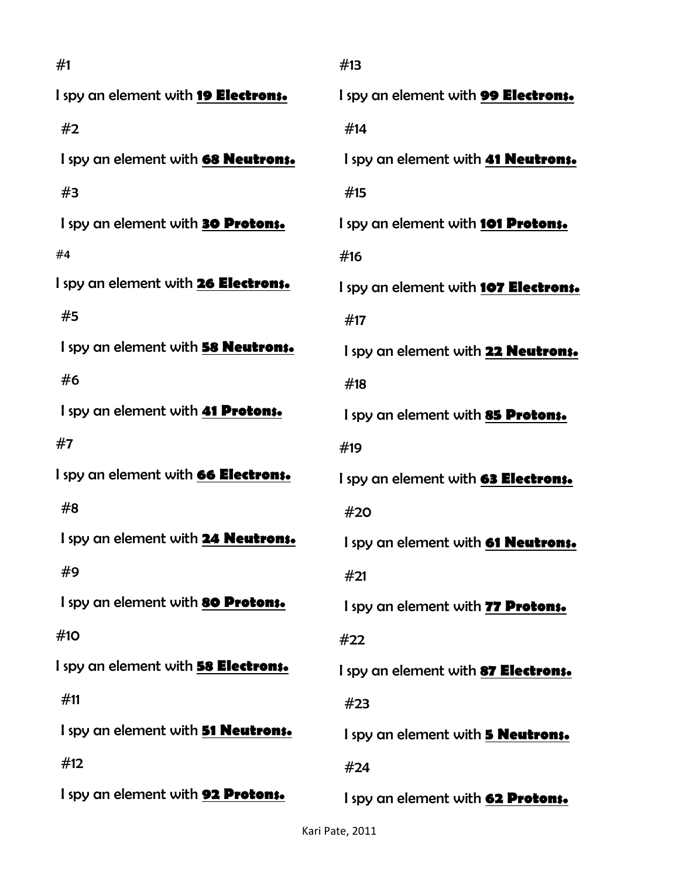#1

I spy an element with **19 Electrons.**

#2

I spy an element with **68 Neutrons.**

#3

I spy an element with **30 Protons.**

#4

I spy an element with **26 Electrons.**

#5

I spy an element with **58 Neutrons.**

#6

I spy an element with **41 Protons.**

#7

I spy an element with **66 Electrons.**

#8

I spy an element with **24 Neutrons.**

#9

I spy an element with **80 Protons.**

#10

I spy an element with **58 Electrons.**

#11

I spy an element with **51 Neutrons.**

#12

I spy an element with **92 Protons.**

#13

I spy an element with **99 Electrons.**

#14

I spy an element with **41 Neutrons.**

#15

I spy an element with **101 Protons.**

#16

I spy an element with **107 Electrons.**

#17

I spy an element with **22 Neutrons.**

#18

I spy an element with **85 Protons.**

#19

I spy an element with **63 Electrons.**

#20

I spy an element with **61 Neutrons.**

#21

I spy an element with **77 Protons.**

#22

I spy an element with **87 Electrons.**

#23

I spy an element with **5 Neutrons.**

#24

I spy an element with **62 Protons.**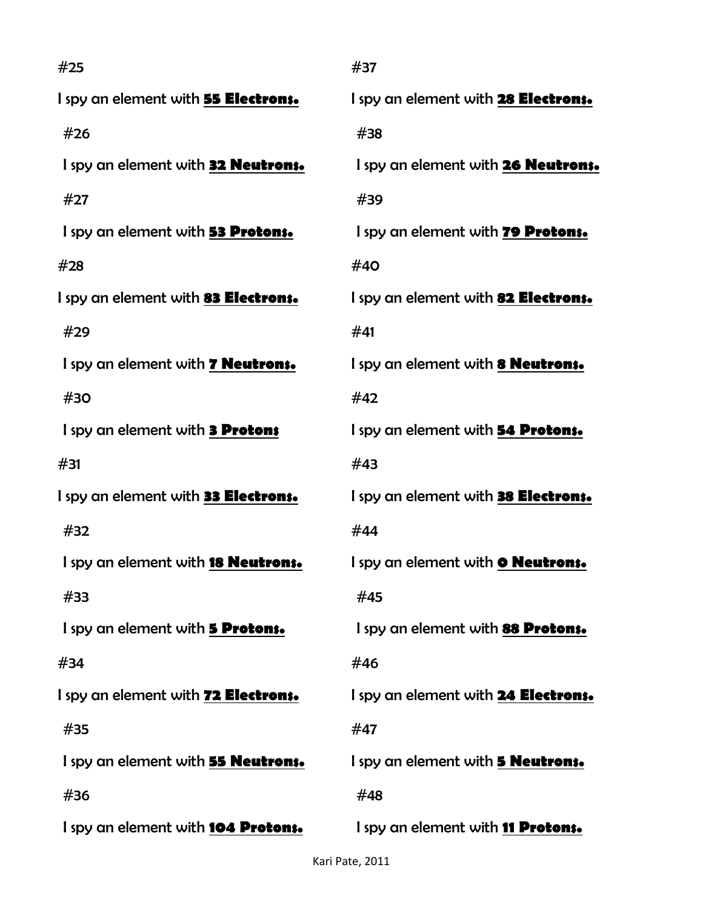#25

I spy an element with **<u>55 Electrons.</u>**

#26

I spy an element with **<u>32 Neutrons.</u>**

#27

I spy an element with **<u>53 Protons.</u>**

#28

I spy an element with **<u>83 Electrons.</u>**

#29

I spy an element with **<u>7 Neutrons.</u>**

#30

I spy an element with **<u>3 Protons</u>**

#31

I spy an element with **<u>33 Electrons.</u>**

#32

I spy an element with **<u>18 Neutrons.</u>**

#33

I spy an element with **<u>5 Protons.</u>**

#34

I spy an element with **<u>72 Electrons.</u>**

#35

I spy an element with **<u>55 Neutrons.</u>**

#36

I spy an element with **<u>104 Protons.</u>**

#37

I spy an element with **<u>28 Electrons.</u>**

#38

I spy an element with **<u>26 Neutrons.</u>**

#39

I spy an element with **<u>79 Protons.</u>**

#40

I spy an element with **<u>82 Electrons.</u>**

#41

I spy an element with **<u>8 Neutrons.</u>**

#42

I spy an element with **<u>54 Protons.</u>**

#43

I spy an element with **<u>38 Electrons.</u>**

#44

I spy an element with **<u>0 Neutrons.</u>**

#45

I spy an element with **<u>88 Protons.</u>**

#46

I spy an element with **<u>24 Electrons.</u>**

#47

I spy an element with **<u>5 Neutrons.</u>**

#48

I spy an element with **<u>11 Protons.</u>**

Kari Pate, 2011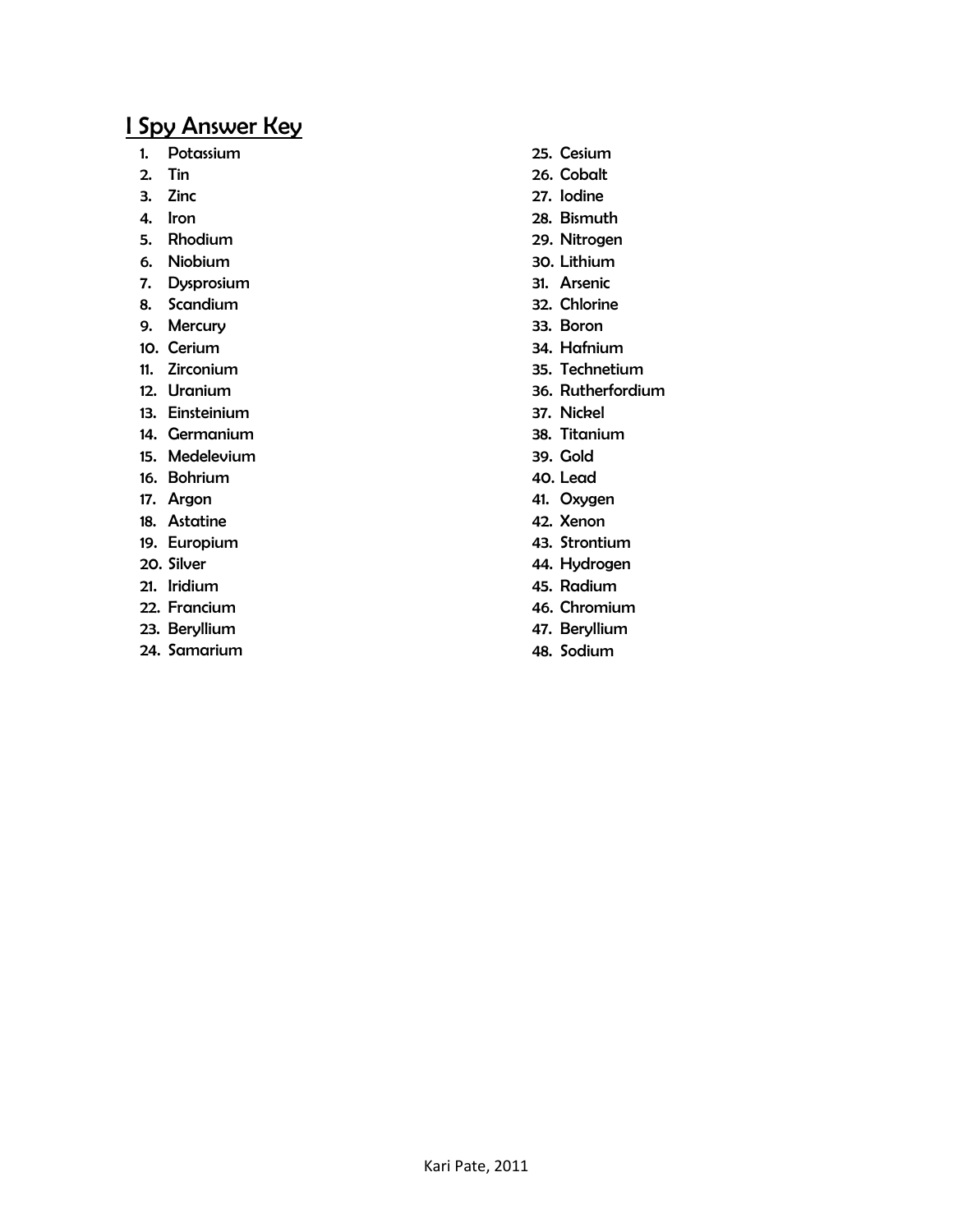## I Spy Answer Key

1. Potassium
2. Tin
3. Zinc
4. Iron
5. Rhodium
6. Niobium
7. Dysprosium
8. Scandium
9. Mercury
10. Cerium
11. Zirconium
12. Uranium
13. Einsteinium
14. Germanium
15. Medelevium
16. Bohrium
17. Argon
18. Astatine
19. Europium
20. Silver
21. Iridium
22. Francium
23. Beryllium
24. Samarium
25. Cesium
26. Cobalt
27. Iodine
28. Bismuth
29. Nitrogen
30. Lithium
31. Arsenic
32. Chlorine
33. Boron
34. Hafnium
35. Technetium
36. Rutherfordium
37. Nickel
38. Titanium
39. Gold
40. Lead
41. Oxygen
42. Xenon
43. Strontium
44. Hydrogen
45. Radium
46. Chromium
47. Beryllium
48. Sodium

Kari Pate, 2011